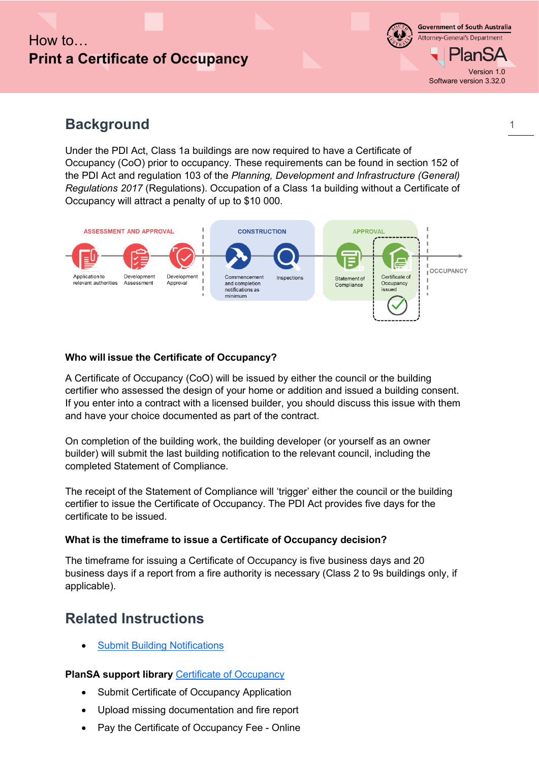# How to…
# Print a Certificate of Occupancy

Government of South Australia
Attorney-General's Department

PlanSA

Version 1.0
Software version 3.32.0

## Background

Under the PDI Act, Class 1a buildings are now required to have a Certificate of Occupancy (CoO) prior to occupancy. These requirements can be found in section 152 of the PDI Act and regulation 103 of the *Planning, Development and Infrastructure (General) Regulations 2017* (Regulations). Occupation of a Class 1a building without a Certificate of Occupancy will attract a penalty of up to $10 000.

ASSESSMENT AND APPROVAL: Application to relevant authorities → Development Assessment → Development Approval
CONSTRUCTION: Commencement and completion notifications as minimum → Inspections
APPROVAL: Statement of Compliance → Certificate of Occupancy issued
OCCUPANCY

**Who will issue the Certificate of Occupancy?**

A Certificate of Occupancy (CoO) will be issued by either the council or the building certifier who assessed the design of your home or addition and issued a building consent. If you enter into a contract with a licensed builder, you should discuss this issue with them and have your choice documented as part of the contract.

On completion of the building work, the building developer (or yourself as an owner builder) will submit the last building notification to the relevant council, including the completed Statement of Compliance.

The receipt of the Statement of Compliance will 'trigger' either the council or the building certifier to issue the Certificate of Occupancy. The PDI Act provides five days for the certificate to be issued.

**What is the timeframe to issue a Certificate of Occupancy decision?**

The timeframe for issuing a Certificate of Occupancy is five business days and 20 business days if a report from a fire authority is necessary (Class 2 to 9s buildings only, if applicable).

## Related Instructions

- Submit Building Notifications

**PlanSA support library** Certificate of Occupancy

- Submit Certificate of Occupancy Application
- Upload missing documentation and fire report
- Pay the Certificate of Occupancy Fee - Online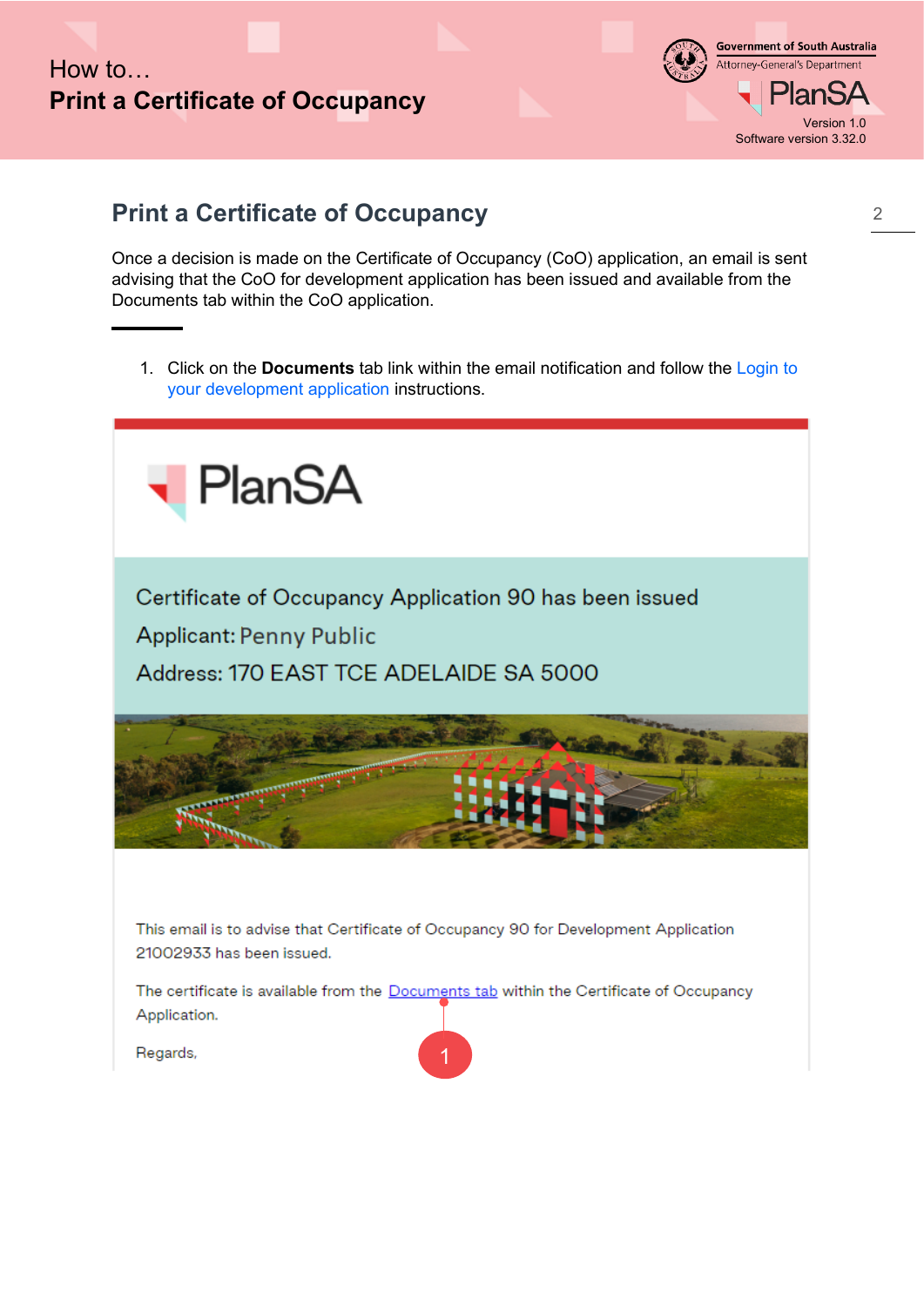## Print a Certificate of Occupancy

Once a decision is made on the Certificate of Occupancy (CoO) application, an email is sent advising that the CoO for development application has been issued and available from the Documents tab within the CoO application.

1. Click on the **Documents** tab link within the email notification and follow the Login to your development application instructions.

PlanSA

Certificate of Occupancy Application 90 has been issued

Applicant: Penny Public

Address: 170 EAST TCE ADELAIDE SA 5000

This email is to advise that Certificate of Occupancy 90 for Development Application 21002933 has been issued.

The certificate is available from the Documents tab within the Certificate of Occupancy Application.

Regards,

1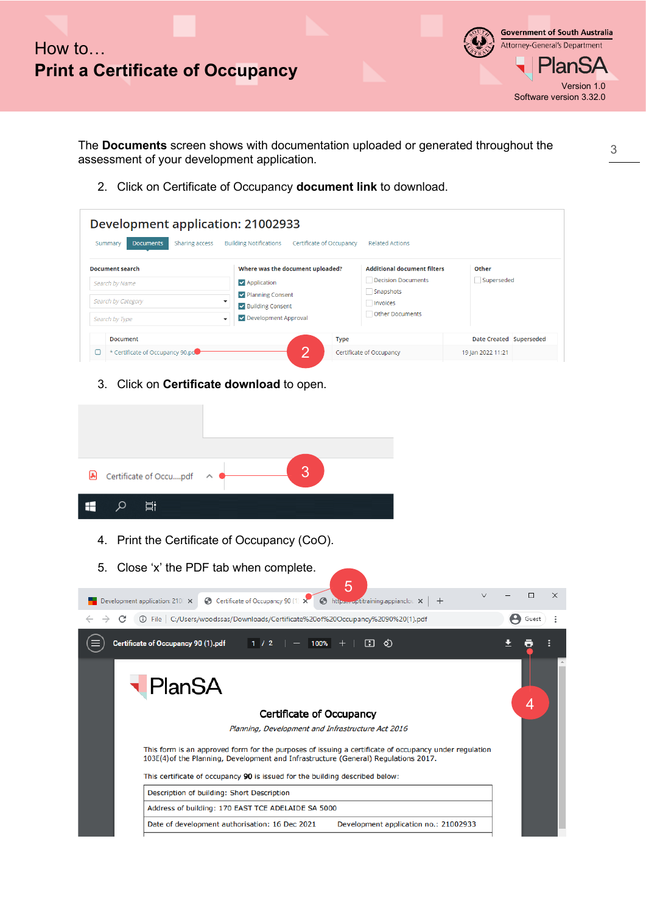The **Documents** screen shows with documentation uploaded or generated throughout the assessment of your development application.

2. Click on Certificate of Occupancy **document link** to download.

3. Click on **Certificate download** to open.

4. Print the Certificate of Occupancy (CoO).

5. Close 'x' the PDF tab when complete.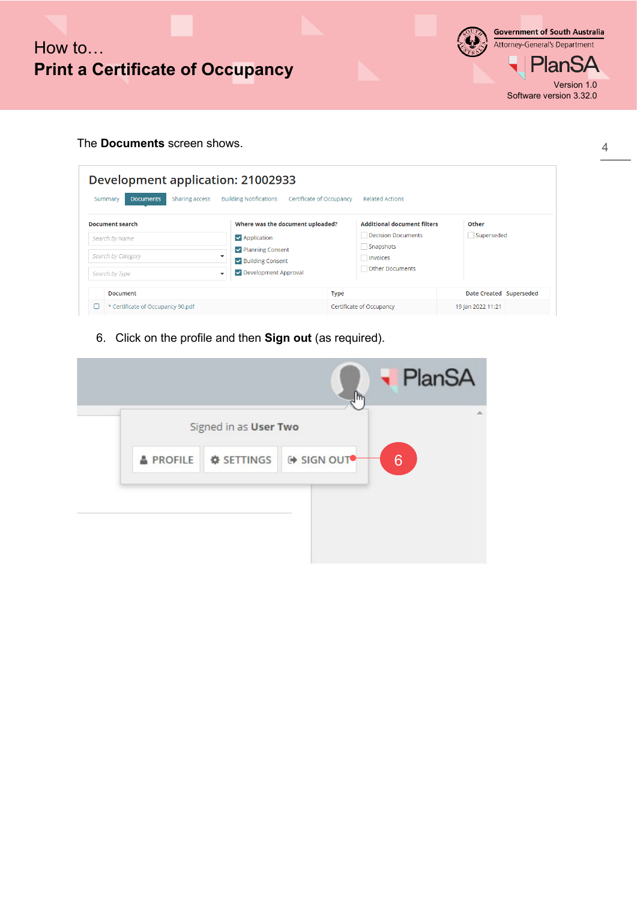The **Documents** screen shows.

6. Click on the profile and then **Sign out** (as required).